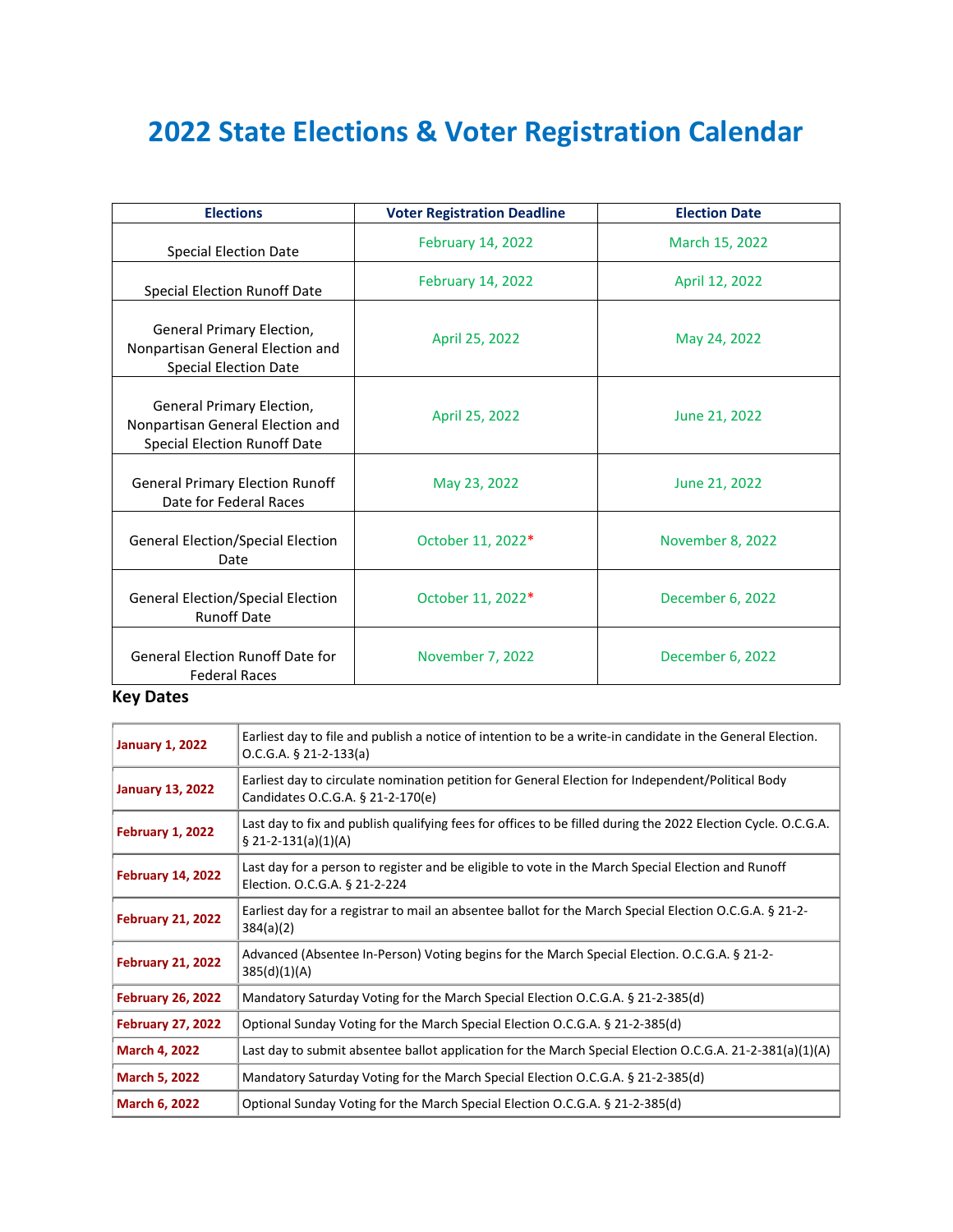# 2022 State Elections & Voter Registration Calendar

| Elections | Voter Registration Deadline | Election Date |
|---|---|---|
| Special Election Date | February 14, 2022 | March 15, 2022 |
| Special Election Runoff Date | February 14, 2022 | April 12, 2022 |
| General Primary Election, Nonpartisan General Election and Special Election Date | April 25, 2022 | May 24, 2022 |
| General Primary Election, Nonpartisan General Election and Special Election Runoff Date | April 25, 2022 | June 21, 2022 |
| General Primary Election Runoff Date for Federal Races | May 23, 2022 | June 21, 2022 |
| General Election/Special Election Date | October 11, 2022* | November 8, 2022 |
| General Election/Special Election Runoff Date | October 11, 2022* | December 6, 2022 |
| General Election Runoff Date for Federal Races | November 7, 2022 | December 6, 2022 |

## Key Dates

| Date | Description |
|---|---|
| **January 1, 2022** | Earliest day to file and publish a notice of intention to be a write-in candidate in the General Election. O.C.G.A. § 21-2-133(a) |
| **January 13, 2022** | Earliest day to circulate nomination petition for General Election for Independent/Political Body Candidates O.C.G.A. § 21-2-170(e) |
| **February 1, 2022** | Last day to fix and publish qualifying fees for offices to be filled during the 2022 Election Cycle. O.C.G.A. § 21-2-131(a)(1)(A) |
| **February 14, 2022** | Last day for a person to register and be eligible to vote in the March Special Election and Runoff Election. O.C.G.A. § 21-2-224 |
| **February 21, 2022** | Earliest day for a registrar to mail an absentee ballot for the March Special Election O.C.G.A. § 21-2-384(a)(2) |
| **February 21, 2022** | Advanced (Absentee In-Person) Voting begins for the March Special Election. O.C.G.A. § 21-2-385(d)(1)(A) |
| **February 26, 2022** | Mandatory Saturday Voting for the March Special Election O.C.G.A. § 21-2-385(d) |
| **February 27, 2022** | Optional Sunday Voting for the March Special Election O.C.G.A. § 21-2-385(d) |
| **March 4, 2022** | Last day to submit absentee ballot application for the March Special Election O.C.G.A. 21-2-381(a)(1)(A) |
| **March 5, 2022** | Mandatory Saturday Voting for the March Special Election O.C.G.A. § 21-2-385(d) |
| **March 6, 2022** | Optional Sunday Voting for the March Special Election O.C.G.A. § 21-2-385(d) |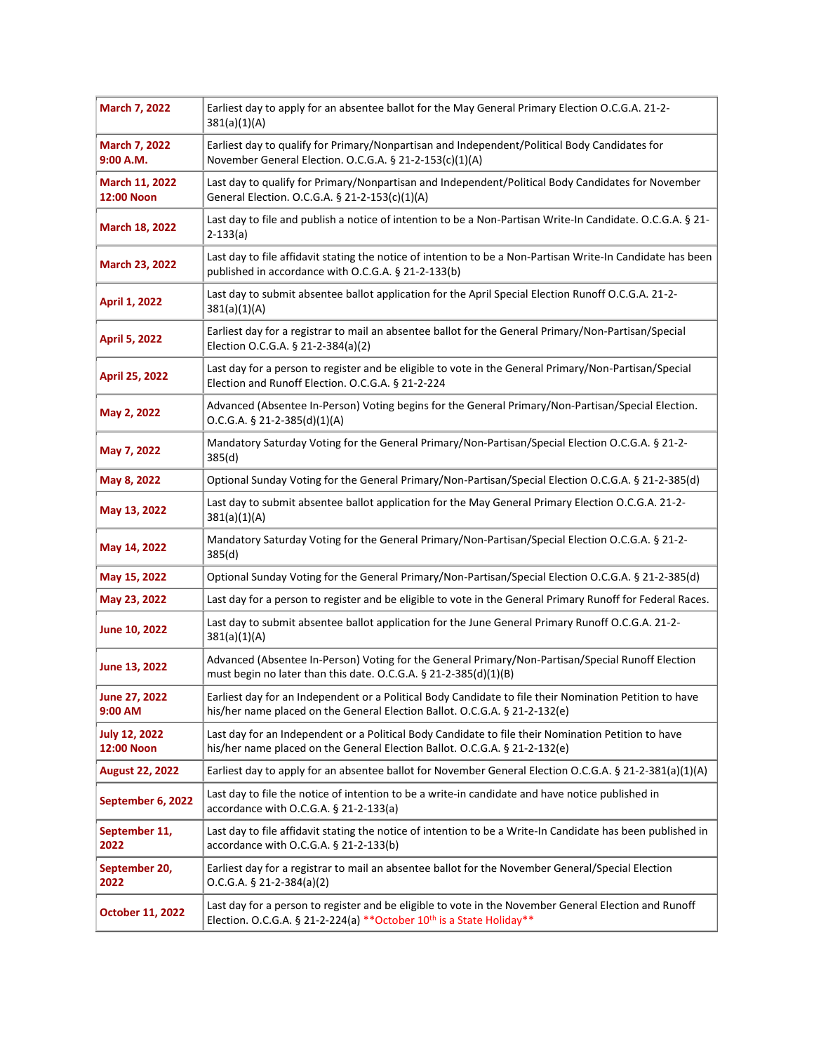| March 7, 2022 | Earliest day to apply for an absentee ballot for the May General Primary Election O.C.G.A. 21-2-381(a)(1)(A) |
|---|---|
| March 7, 2022 9:00 A.M. | Earliest day to qualify for Primary/Nonpartisan and Independent/Political Body Candidates for November General Election. O.C.G.A. § 21-2-153(c)(1)(A) |
| March 11, 2022 12:00 Noon | Last day to qualify for Primary/Nonpartisan and Independent/Political Body Candidates for November General Election. O.C.G.A. § 21-2-153(c)(1)(A) |
| March 18, 2022 | Last day to file and publish a notice of intention to be a Non-Partisan Write-In Candidate. O.C.G.A. § 21-2-133(a) |
| March 23, 2022 | Last day to file affidavit stating the notice of intention to be a Non-Partisan Write-In Candidate has been published in accordance with O.C.G.A. § 21-2-133(b) |
| April 1, 2022 | Last day to submit absentee ballot application for the April Special Election Runoff O.C.G.A. 21-2-381(a)(1)(A) |
| April 5, 2022 | Earliest day for a registrar to mail an absentee ballot for the General Primary/Non-Partisan/Special Election O.C.G.A. § 21-2-384(a)(2) |
| April 25, 2022 | Last day for a person to register and be eligible to vote in the General Primary/Non-Partisan/Special Election and Runoff Election. O.C.G.A. § 21-2-224 |
| May 2, 2022 | Advanced (Absentee In-Person) Voting begins for the General Primary/Non-Partisan/Special Election. O.C.G.A. § 21-2-385(d)(1)(A) |
| May 7, 2022 | Mandatory Saturday Voting for the General Primary/Non-Partisan/Special Election O.C.G.A. § 21-2-385(d) |
| May 8, 2022 | Optional Sunday Voting for the General Primary/Non-Partisan/Special Election O.C.G.A. § 21-2-385(d) |
| May 13, 2022 | Last day to submit absentee ballot application for the May General Primary Election O.C.G.A. 21-2-381(a)(1)(A) |
| May 14, 2022 | Mandatory Saturday Voting for the General Primary/Non-Partisan/Special Election O.C.G.A. § 21-2-385(d) |
| May 15, 2022 | Optional Sunday Voting for the General Primary/Non-Partisan/Special Election O.C.G.A. § 21-2-385(d) |
| May 23, 2022 | Last day for a person to register and be eligible to vote in the General Primary Runoff for Federal Races. |
| June 10, 2022 | Last day to submit absentee ballot application for the June General Primary Runoff O.C.G.A. 21-2-381(a)(1)(A) |
| June 13, 2022 | Advanced (Absentee In-Person) Voting for the General Primary/Non-Partisan/Special Runoff Election must begin no later than this date. O.C.G.A. § 21-2-385(d)(1)(B) |
| June 27, 2022 9:00 AM | Earliest day for an Independent or a Political Body Candidate to file their Nomination Petition to have his/her name placed on the General Election Ballot. O.C.G.A. § 21-2-132(e) |
| July 12, 2022 12:00 Noon | Last day for an Independent or a Political Body Candidate to file their Nomination Petition to have his/her name placed on the General Election Ballot. O.C.G.A. § 21-2-132(e) |
| August 22, 2022 | Earliest day to apply for an absentee ballot for November General Election O.C.G.A. § 21-2-381(a)(1)(A) |
| September 6, 2022 | Last day to file the notice of intention to be a write-in candidate and have notice published in accordance with O.C.G.A. § 21-2-133(a) |
| September 11, 2022 | Last day to file affidavit stating the notice of intention to be a Write-In Candidate has been published in accordance with O.C.G.A. § 21-2-133(b) |
| September 20, 2022 | Earliest day for a registrar to mail an absentee ballot for the November General/Special Election O.C.G.A. § 21-2-384(a)(2) |
| October 11, 2022 | Last day for a person to register and be eligible to vote in the November General Election and Runoff Election. O.C.G.A. § 21-2-224(a) **October 10th is a State Holiday** |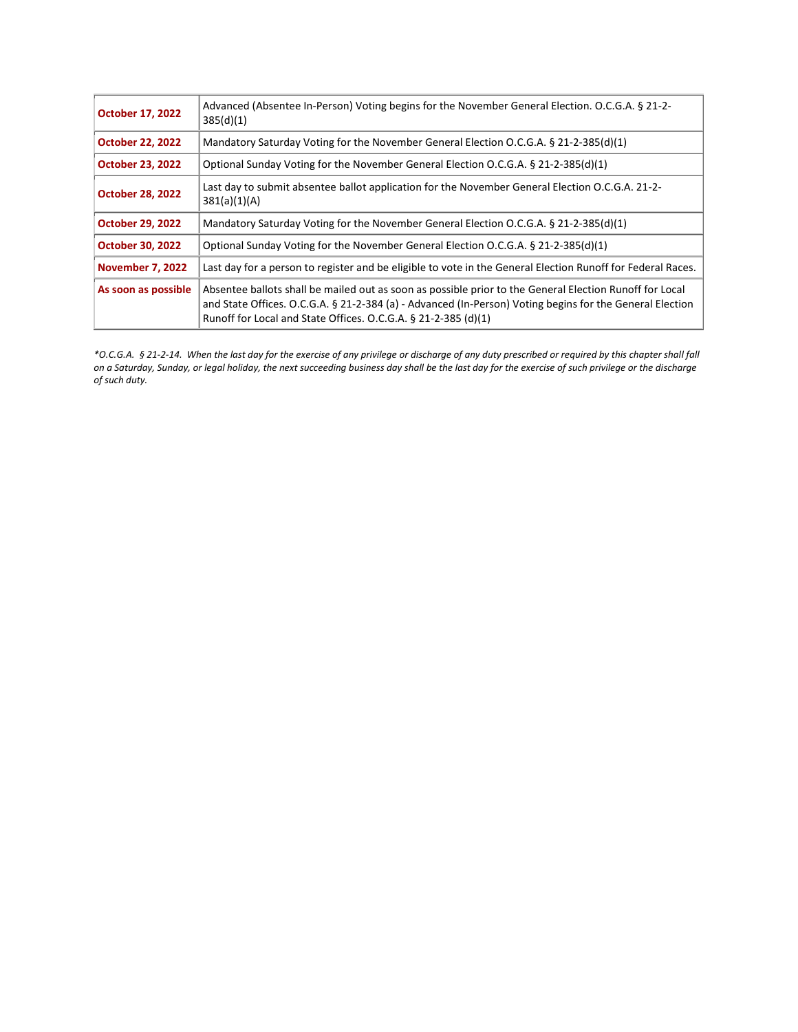| | |
|---|---|
| **October 17, 2022** | Advanced (Absentee In-Person) Voting begins for the November General Election. O.C.G.A. § 21-2-385(d)(1) |
| **October 22, 2022** | Mandatory Saturday Voting for the November General Election O.C.G.A. § 21-2-385(d)(1) |
| **October 23, 2022** | Optional Sunday Voting for the November General Election O.C.G.A. § 21-2-385(d)(1) |
| **October 28, 2022** | Last day to submit absentee ballot application for the November General Election O.C.G.A. 21-2-381(a)(1)(A) |
| **October 29, 2022** | Mandatory Saturday Voting for the November General Election O.C.G.A. § 21-2-385(d)(1) |
| **October 30, 2022** | Optional Sunday Voting for the November General Election O.C.G.A. § 21-2-385(d)(1) |
| **November 7, 2022** | Last day for a person to register and be eligible to vote in the General Election Runoff for Federal Races. |
| **As soon as possible** | Absentee ballots shall be mailed out as soon as possible prior to the General Election Runoff for Local and State Offices. O.C.G.A. § 21-2-384 (a) - Advanced (In-Person) Voting begins for the General Election Runoff for Local and State Offices. O.C.G.A. § 21-2-385 (d)(1) |

*\*O.C.G.A. § 21-2-14. When the last day for the exercise of any privilege or discharge of any duty prescribed or required by this chapter shall fall on a Saturday, Sunday, or legal holiday, the next succeeding business day shall be the last day for the exercise of such privilege or the discharge of such duty.*